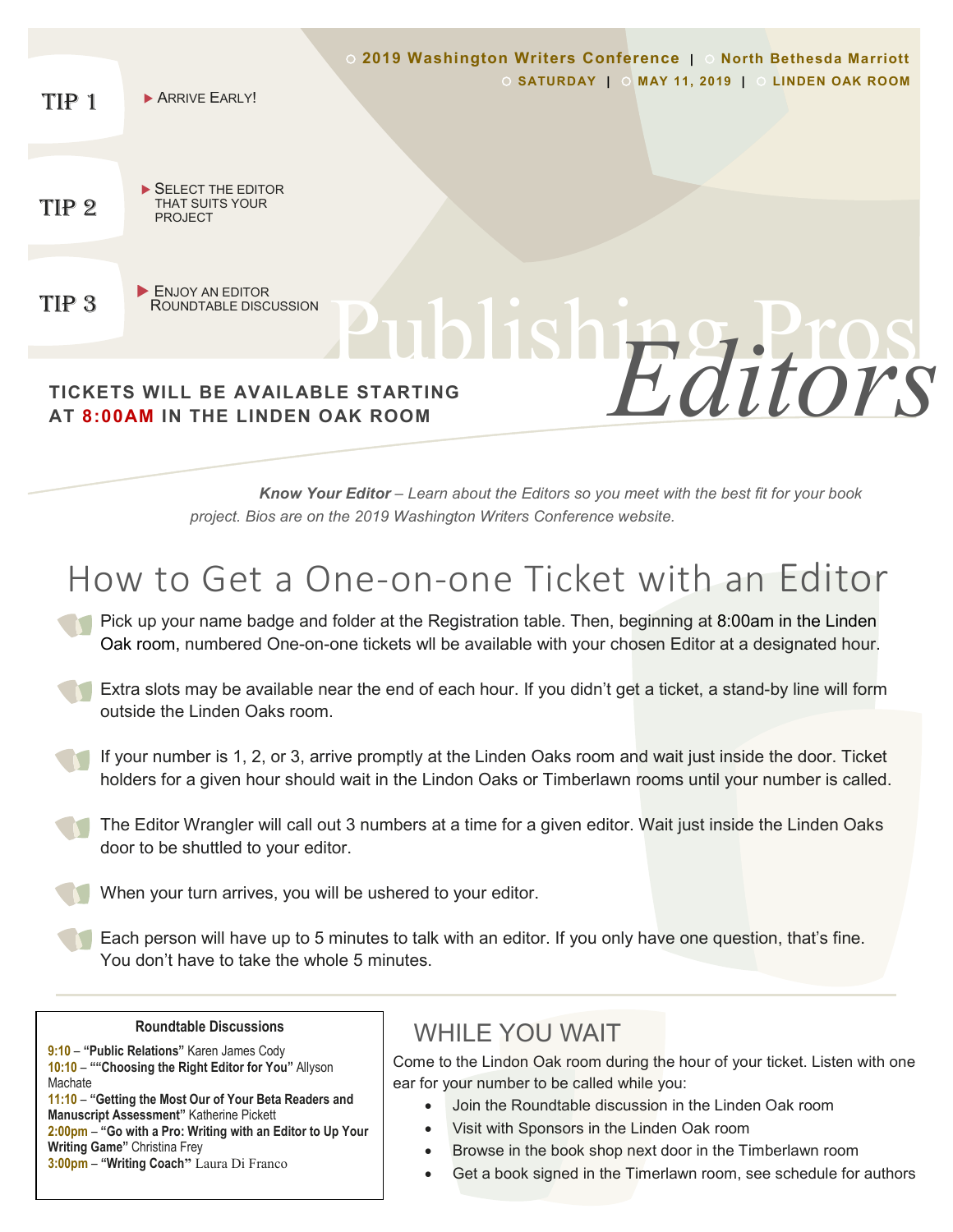**2019 Washington Writers Conference** | **North Bethesda Marriott**

**SATURDAY** | **MAY 11, 2019** | **LINDEN OAK ROOM**

TIP 1 — ARRIVE EARLY!

TIP 2 — SELECT THE EDITOR THAT SUITS YOUR PROJECT

TIP 3 — ENJOY AN EDITOR ROUNDTABLE DISCUSSION

# Publishing Pros *Editors*

**TICKETS WILL BE AVAILABLE STARTING AT 8:00AM IN THE LINDEN OAK ROOM**

***Know Your Editor*** *– Learn about the Editors so you meet with the best fit for your book project. Bios are on the 2019 Washington Writers Conference website.*

## How to Get a One-on-one Ticket with an Editor

- Pick up your name badge and folder at the Registration table. Then, beginning at 8:00am in the Linden Oak room, numbered One-on-one tickets wll be available with your chosen Editor at a designated hour.
- Extra slots may be available near the end of each hour. If you didn't get a ticket, a stand-by line will form outside the Linden Oaks room.
- If your number is 1, 2, or 3, arrive promptly at the Linden Oaks room and wait just inside the door. Ticket holders for a given hour should wait in the Lindon Oaks or Timberlawn rooms until your number is called.
- The Editor Wrangler will call out 3 numbers at a time for a given editor. Wait just inside the Linden Oaks door to be shuttled to your editor.
- When your turn arrives, you will be ushered to your editor.
- Each person will have up to 5 minutes to talk with an editor. If you only have one question, that's fine. You don't have to take the whole 5 minutes.

**Roundtable Discussions**

**9:10** – **"Public Relations"** Karen James Cody
**10:10** – **""Choosing the Right Editor for You"** Allyson Machate
**11:10** – **"Getting the Most Our of Your Beta Readers and Manuscript Assessment"** Katherine Pickett
**2:00pm** – **"Go with a Pro: Writing with an Editor to Up Your Writing Game"** Christina Frey
**3:00pm** – **"Writing Coach"** Laura Di Franco

## WHILE YOU WAIT

Come to the Lindon Oak room during the hour of your ticket. Listen with one ear for your number to be called while you:

- Join the Roundtable discussion in the Linden Oak room
- Visit with Sponsors in the Linden Oak room
- Browse in the book shop next door in the Timberlawn room
- Get a book signed in the Timerlawn room, see schedule for authors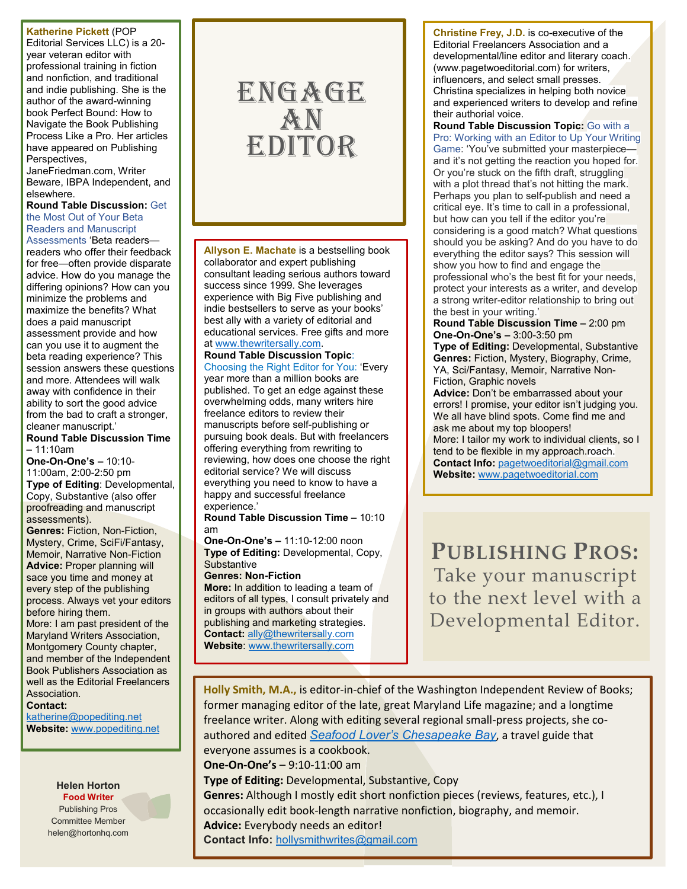# ENGAGE AN EDITOR

**Katherine Pickett** (POP Editorial Services LLC) is a 20-year veteran editor with professional training in fiction and nonfiction, and traditional and indie publishing. She is the author of the award-winning book Perfect Bound: How to Navigate the Book Publishing Process Like a Pro. Her articles have appeared on Publishing Perspectives, JaneFriedman.com, Writer Beware, IBPA Independent, and elsewhere.

**Round Table Discussion:** Get the Most Out of Your Beta Readers and Manuscript Assessments 'Beta readers—readers who offer their feedback for free—often provide disparate advice. How do you manage the differing opinions? How can you minimize the problems and maximize the benefits? What does a paid manuscript assessment provide and how can you use it to augment the beta reading experience? This session answers these questions and more. Attendees will walk away with confidence in their ability to sort the good advice from the bad to craft a stronger, cleaner manuscript.'

**Round Table Discussion Time** – 11:10am

**One-On-One's** – 10:10-11:00am, 2:00-2:50 pm

**Type of Editing**: Developmental, Copy, Substantive (also offer proofreading and manuscript assessments).

**Genres:** Fiction, Non-Fiction, Mystery, Crime, SciFi/Fantasy, Memoir, Narrative Non-Fiction

**Advice:** Proper planning will sace you time and money at every step of the publishing process. Always vet your editors before hiring them.

More: I am past president of the Maryland Writers Association, Montgomery County chapter, and member of the Independent Book Publishers Association as well as the Editorial Freelancers Association.

**Contact:** katherine@popediting.net

**Website:** www.popediting.net

Helen Horton
Food Writer
Publishing Pros
Committee Member
helen@hortonhq.com

**Allyson E. Machate** is a bestselling book collaborator and expert publishing consultant leading serious authors toward success since 1999. She leverages experience with Big Five publishing and indie bestsellers to serve as your books' best ally with a variety of editorial and educational services. Free gifts and more at www.thewritersally.com.

**Round Table Discussion Topic**: Choosing the Right Editor for You: 'Every year more than a million books are published. To get an edge against these overwhelming odds, many writers hire freelance editors to review their manuscripts before self-publishing or pursuing book deals. But with freelancers offering everything from rewriting to reviewing, how does one choose the right editorial service? We will discuss everything you need to know to have a happy and successful freelance experience.'

**Round Table Discussion Time** – 10:10 am

**One-On-One's** – 11:10-12:00 noon

**Type of Editing:** Developmental, Copy, Substantive

**Genres: Non-Fiction**

**More:** In addition to leading a team of editors of all types, I consult privately and in groups with authors about their publishing and marketing strategies.

**Contact:** ally@thewritersally.com

**Website**: www.thewritersally.com

**Christine Frey, J.D.** is co-executive of the Editorial Freelancers Association and a developmental/line editor and literary coach. (www.pagetwoeditorial.com) for writers, influencers, and select small presses. Christina specializes in helping both novice and experienced writers to develop and refine their authorial voice.

**Round Table Discussion Topic:** Go with a Pro: Working with an Editor to Up Your Writing Game: 'You've submitted your masterpiece—and it's not getting the reaction you hoped for. Or you're stuck on the fifth draft, struggling with a plot thread that's not hitting the mark. Perhaps you plan to self-publish and need a critical eye. It's time to call in a professional, but how can you tell if the editor you're considering is a good match? What questions should you be asking? And do you have to do everything the editor says? This session will show you how to find and engage the professional who's the best fit for your needs, protect your interests as a writer, and develop a strong writer-editor relationship to bring out the best in your writing.'

**Round Table Discussion Time** – 2:00 pm

**One-On-One's** – 3:00-3:50 pm

**Type of Editing:** Developmental, Substantive

**Genres:** Fiction, Mystery, Biography, Crime, YA, Sci/Fantasy, Memoir, Narrative Non-Fiction, Graphic novels

**Advice:** Don't be embarrassed about your errors! I promise, your editor isn't judging you. We all have blind spots. Come find me and ask me about my top bloopers!

More: I tailor my work to individual clients, so I tend to be flexible in my approach.roach.

**Contact Info:** pagetwoeditorial@gmail.com

**Website:** www.pagetwoeditorial.com

## PUBLISHING PROS:
Take your manuscript to the next level with a Developmental Editor.

**Holly Smith, M.A.,** is editor-in-chief of the Washington Independent Review of Books; former managing editor of the late, great Maryland Life magazine; and a longtime freelance writer. Along with editing several regional small-press projects, she co-authored and edited *Seafood Lover's Chesapeake Bay*, a travel guide that everyone assumes is a cookbook.

**One-On-One's** – 9:10-11:00 am

**Type of Editing:** Developmental, Substantive, Copy

**Genres:** Although I mostly edit short nonfiction pieces (reviews, features, etc.), I occasionally edit book-length narrative nonfiction, biography, and memoir.

**Advice:** Everybody needs an editor!

**Contact Info:** hollysmithwrites@gmail.com